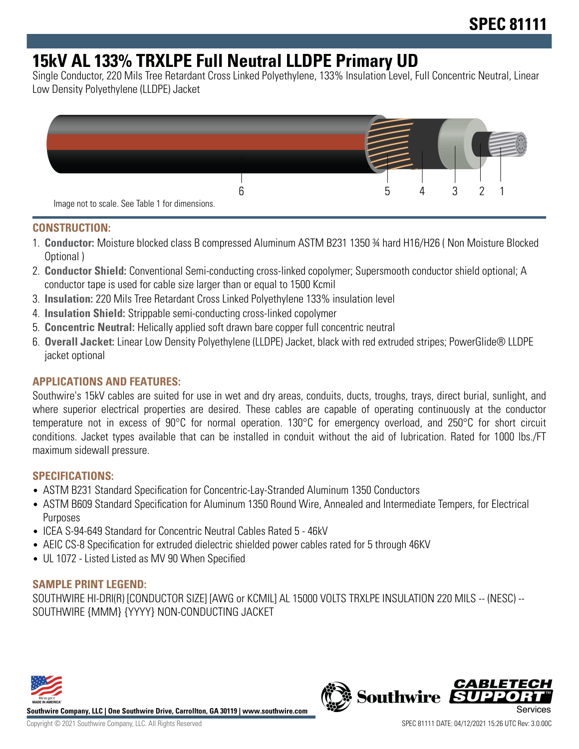# SPEC 81111

# 15kV AL 133% TRXLPE Full Neutral LLDPE Primary UD

Single Conductor, 220 Mils Tree Retardant Cross Linked Polyethylene, 133% Insulation Level, Full Concentric Neutral, Linear Low Density Polyethylene (LLDPE) Jacket

6 5 4 3 2 1

Image not to scale. See Table 1 for dimensions.

## CONSTRUCTION:

1. **Conductor:** Moisture blocked class B compressed Aluminum ASTM B231 1350 ¾ hard H16/H26 ( Non Moisture Blocked Optional )
2. **Conductor Shield:** Conventional Semi-conducting cross-linked copolymer; Supersmooth conductor shield optional; A conductor tape is used for cable size larger than or equal to 1500 Kcmil
3. **Insulation:** 220 Mils Tree Retardant Cross Linked Polyethylene 133% insulation level
4. **Insulation Shield:** Strippable semi-conducting cross-linked copolymer
5. **Concentric Neutral:** Helically applied soft drawn bare copper full concentric neutral
6. **Overall Jacket:** Linear Low Density Polyethylene (LLDPE) Jacket, black with red extruded stripes; PowerGlide® LLDPE jacket optional

## APPLICATIONS AND FEATURES:

Southwire's 15kV cables are suited for use in wet and dry areas, conduits, ducts, troughs, trays, direct burial, sunlight, and where superior electrical properties are desired. These cables are capable of operating continuously at the conductor temperature not in excess of 90°C for normal operation. 130°C for emergency overload, and 250°C for short circuit conditions. Jacket types available that can be installed in conduit without the aid of lubrication. Rated for 1000 lbs./FT maximum sidewall pressure.

## SPECIFICATIONS:

- ASTM B231 Standard Specification for Concentric-Lay-Stranded Aluminum 1350 Conductors
- ASTM B609 Standard Specification for Aluminum 1350 Round Wire, Annealed and Intermediate Tempers, for Electrical Purposes
- ICEA S-94-649 Standard for Concentric Neutral Cables Rated 5 - 46kV
- AEIC CS-8 Specification for extruded dielectric shielded power cables rated for 5 through 46KV
- UL 1072 - Listed Listed as MV 90 When Specified

## SAMPLE PRINT LEGEND:

SOUTHWIRE HI-DRI(R) [CONDUCTOR SIZE] [AWG or KCMIL] AL 15000 VOLTS TRXLPE INSULATION 220 MILS -- (NESC) -- SOUTHWIRE {MMM} {YYYY} NON-CONDUCTING JACKET

**Southwire Company, LLC | One Southwire Drive, Carrollton, GA 30119 | www.southwire.com**

Copyright © 2021 Southwire Company, LLC. All Rights Reserved

SPEC 81111 DATE: 04/12/2021 15:26 UTC Rev: 3.0.00C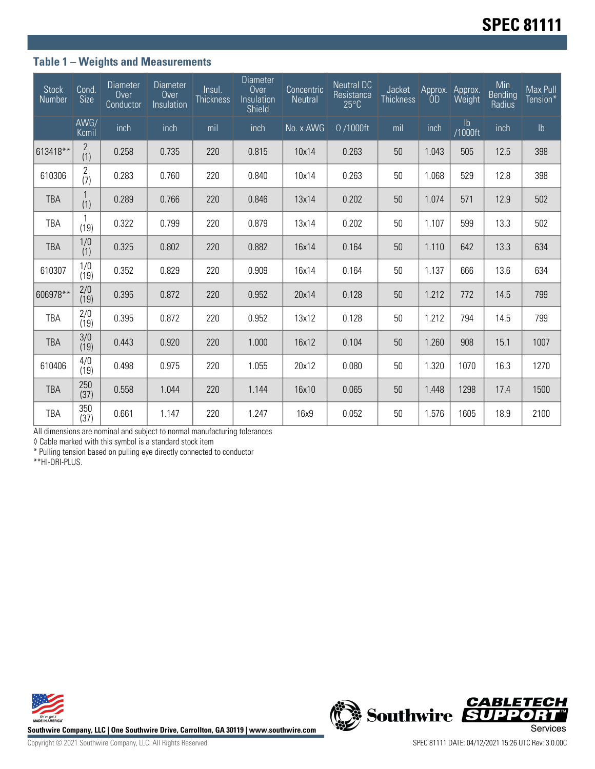### Table 1 – Weights and Measurements

| Stock Number | Cond. Size | Diameter Over Conductor | Diameter Over Insulation | Insul. Thickness | Diameter Over Insulation Shield | Concentric Neutral | Neutral DC Resistance 25°C | Jacket Thickness | Approx. OD | Approx. Weight | Min Bending Radius | Max Pull Tension* |
|---|---|---|---|---|---|---|---|---|---|---|---|---|
| | AWG/ Kcmil | inch | inch | mil | inch | No. x AWG | Ω /1000ft | mil | inch | lb /1000ft | inch | lb |
| 613418** | 2 (1) | 0.258 | 0.735 | 220 | 0.815 | 10x14 | 0.263 | 50 | 1.043 | 505 | 12.5 | 398 |
| 610306 | 2 (7) | 0.283 | 0.760 | 220 | 0.840 | 10x14 | 0.263 | 50 | 1.068 | 529 | 12.8 | 398 |
| TBA | 1 (1) | 0.289 | 0.766 | 220 | 0.846 | 13x14 | 0.202 | 50 | 1.074 | 571 | 12.9 | 502 |
| TBA | 1 (19) | 0.322 | 0.799 | 220 | 0.879 | 13x14 | 0.202 | 50 | 1.107 | 599 | 13.3 | 502 |
| TBA | 1/0 (1) | 0.325 | 0.802 | 220 | 0.882 | 16x14 | 0.164 | 50 | 1.110 | 642 | 13.3 | 634 |
| 610307 | 1/0 (19) | 0.352 | 0.829 | 220 | 0.909 | 16x14 | 0.164 | 50 | 1.137 | 666 | 13.6 | 634 |
| 606978** | 2/0 (19) | 0.395 | 0.872 | 220 | 0.952 | 20x14 | 0.128 | 50 | 1.212 | 772 | 14.5 | 799 |
| TBA | 2/0 (19) | 0.395 | 0.872 | 220 | 0.952 | 13x12 | 0.128 | 50 | 1.212 | 794 | 14.5 | 799 |
| TBA | 3/0 (19) | 0.443 | 0.920 | 220 | 1.000 | 16x12 | 0.104 | 50 | 1.260 | 908 | 15.1 | 1007 |
| 610406 | 4/0 (19) | 0.498 | 0.975 | 220 | 1.055 | 20x12 | 0.080 | 50 | 1.320 | 1070 | 16.3 | 1270 |
| TBA | 250 (37) | 0.558 | 1.044 | 220 | 1.144 | 16x10 | 0.065 | 50 | 1.448 | 1298 | 17.4 | 1500 |
| TBA | 350 (37) | 0.661 | 1.147 | 220 | 1.247 | 16x9 | 0.052 | 50 | 1.576 | 1605 | 18.9 | 2100 |

All dimensions are nominal and subject to normal manufacturing tolerances

◊ Cable marked with this symbol is a standard stock item

* Pulling tension based on pulling eye directly connected to conductor

**HI-DRI-PLUS.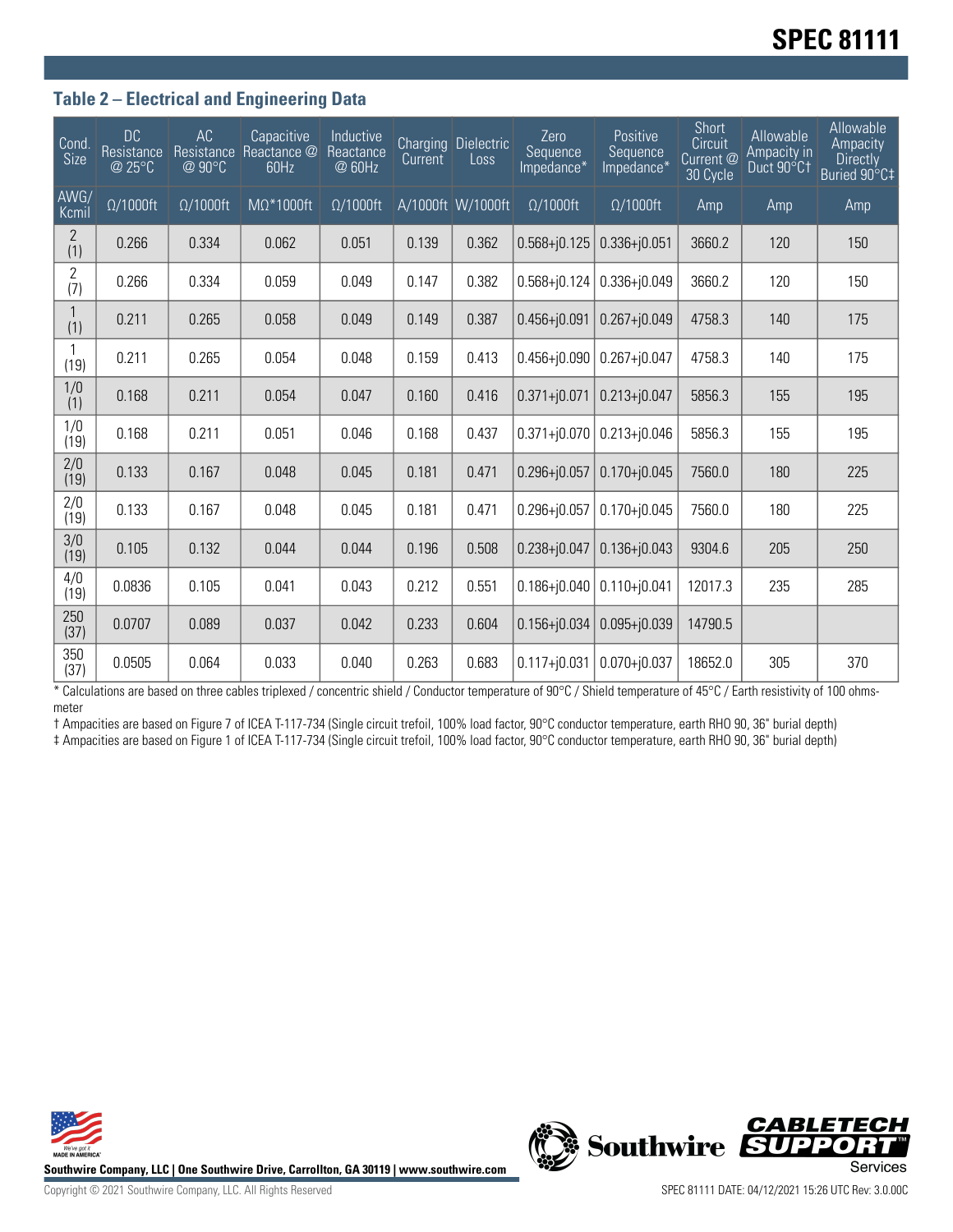### Table 2 – Electrical and Engineering Data

| Cond. Size | DC Resistance @ 25°C | AC Resistance @ 90°C | Capacitive Reactance @ 60Hz | Inductive Reactance @ 60Hz | Charging Current | Dielectric Loss | Zero Sequence Impedance* | Positive Sequence Impedance* | Short Circuit Current @ 30 Cycle | Allowable Ampacity in Duct 90°C† | Allowable Ampacity Directly Buried 90°C‡ |
|---|---|---|---|---|---|---|---|---|---|---|---|
| AWG/ Kcmil | Ω/1000ft | Ω/1000ft | MΩ*1000ft | Ω/1000ft | A/1000ft | W/1000ft | Ω/1000ft | Ω/1000ft | Amp | Amp | Amp |
| 2 (1) | 0.266 | 0.334 | 0.062 | 0.051 | 0.139 | 0.362 | 0.568+j0.125 | 0.336+j0.051 | 3660.2 | 120 | 150 |
| 2 (7) | 0.266 | 0.334 | 0.059 | 0.049 | 0.147 | 0.382 | 0.568+j0.124 | 0.336+j0.049 | 3660.2 | 120 | 150 |
| 1 (1) | 0.211 | 0.265 | 0.058 | 0.049 | 0.149 | 0.387 | 0.456+j0.091 | 0.267+j0.049 | 4758.3 | 140 | 175 |
| 1 (19) | 0.211 | 0.265 | 0.054 | 0.048 | 0.159 | 0.413 | 0.456+j0.090 | 0.267+j0.047 | 4758.3 | 140 | 175 |
| 1/0 (1) | 0.168 | 0.211 | 0.054 | 0.047 | 0.160 | 0.416 | 0.371+j0.071 | 0.213+j0.047 | 5856.3 | 155 | 195 |
| 1/0 (19) | 0.168 | 0.211 | 0.051 | 0.046 | 0.168 | 0.437 | 0.371+j0.070 | 0.213+j0.046 | 5856.3 | 155 | 195 |
| 2/0 (19) | 0.133 | 0.167 | 0.048 | 0.045 | 0.181 | 0.471 | 0.296+j0.057 | 0.170+j0.045 | 7560.0 | 180 | 225 |
| 2/0 (19) | 0.133 | 0.167 | 0.048 | 0.045 | 0.181 | 0.471 | 0.296+j0.057 | 0.170+j0.045 | 7560.0 | 180 | 225 |
| 3/0 (19) | 0.105 | 0.132 | 0.044 | 0.044 | 0.196 | 0.508 | 0.238+j0.047 | 0.136+j0.043 | 9304.6 | 205 | 250 |
| 4/0 (19) | 0.0836 | 0.105 | 0.041 | 0.043 | 0.212 | 0.551 | 0.186+j0.040 | 0.110+j0.041 | 12017.3 | 235 | 285 |
| 250 (37) | 0.0707 | 0.089 | 0.037 | 0.042 | 0.233 | 0.604 | 0.156+j0.034 | 0.095+j0.039 | 14790.5 | | |
| 350 (37) | 0.0505 | 0.064 | 0.033 | 0.040 | 0.263 | 0.683 | 0.117+j0.031 | 0.070+j0.037 | 18652.0 | 305 | 370 |

* Calculations are based on three cables triplexed / concentric shield / Conductor temperature of 90°C / Shield temperature of 45°C / Earth resistivity of 100 ohms-meter

† Ampacities are based on Figure 7 of ICEA T-117-734 (Single circuit trefoil, 100% load factor, 90°C conductor temperature, earth RHO 90, 36" burial depth)

‡ Ampacities are based on Figure 1 of ICEA T-117-734 (Single circuit trefoil, 100% load factor, 90°C conductor temperature, earth RHO 90, 36" burial depth)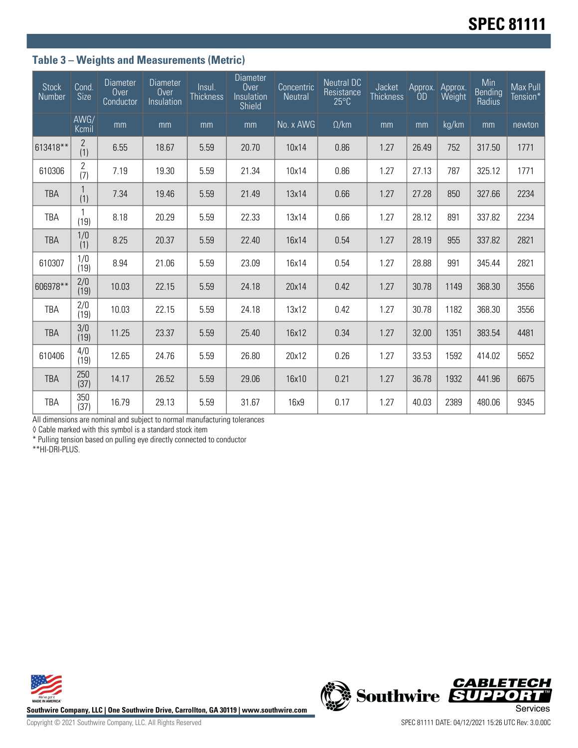## Table 3 – Weights and Measurements (Metric)

| Stock Number | Cond. Size | Diameter Over Conductor | Diameter Over Insulation | Insul. Thickness | Diameter Over Insulation Shield | Concentric Neutral | Neutral DC Resistance 25°C | Jacket Thickness | Approx. OD | Approx. Weight | Min Bending Radius | Max Pull Tension* |
|---|---|---|---|---|---|---|---|---|---|---|---|---|
| | AWG/ Kcmil | mm | mm | mm | mm | No. x AWG | Ω/km | mm | mm | kg/km | mm | newton |
| 613418** | 2 (1) | 6.55 | 18.67 | 5.59 | 20.70 | 10x14 | 0.86 | 1.27 | 26.49 | 752 | 317.50 | 1771 |
| 610306 | 2 (7) | 7.19 | 19.30 | 5.59 | 21.34 | 10x14 | 0.86 | 1.27 | 27.13 | 787 | 325.12 | 1771 |
| TBA | 1 (1) | 7.34 | 19.46 | 5.59 | 21.49 | 13x14 | 0.66 | 1.27 | 27.28 | 850 | 327.66 | 2234 |
| TBA | 1 (19) | 8.18 | 20.29 | 5.59 | 22.33 | 13x14 | 0.66 | 1.27 | 28.12 | 891 | 337.82 | 2234 |
| TBA | 1/0 (1) | 8.25 | 20.37 | 5.59 | 22.40 | 16x14 | 0.54 | 1.27 | 28.19 | 955 | 337.82 | 2821 |
| 610307 | 1/0 (19) | 8.94 | 21.06 | 5.59 | 23.09 | 16x14 | 0.54 | 1.27 | 28.88 | 991 | 345.44 | 2821 |
| 606978** | 2/0 (19) | 10.03 | 22.15 | 5.59 | 24.18 | 20x14 | 0.42 | 1.27 | 30.78 | 1149 | 368.30 | 3556 |
| TBA | 2/0 (19) | 10.03 | 22.15 | 5.59 | 24.18 | 13x12 | 0.42 | 1.27 | 30.78 | 1182 | 368.30 | 3556 |
| TBA | 3/0 (19) | 11.25 | 23.37 | 5.59 | 25.40 | 16x12 | 0.34 | 1.27 | 32.00 | 1351 | 383.54 | 4481 |
| 610406 | 4/0 (19) | 12.65 | 24.76 | 5.59 | 26.80 | 20x12 | 0.26 | 1.27 | 33.53 | 1592 | 414.02 | 5652 |
| TBA | 250 (37) | 14.17 | 26.52 | 5.59 | 29.06 | 16x10 | 0.21 | 1.27 | 36.78 | 1932 | 441.96 | 6675 |
| TBA | 350 (37) | 16.79 | 29.13 | 5.59 | 31.67 | 16x9 | 0.17 | 1.27 | 40.03 | 2389 | 480.06 | 9345 |

All dimensions are nominal and subject to normal manufacturing tolerances

◊ Cable marked with this symbol is a standard stock item

* Pulling tension based on pulling eye directly connected to conductor

**HI-DRI-PLUS.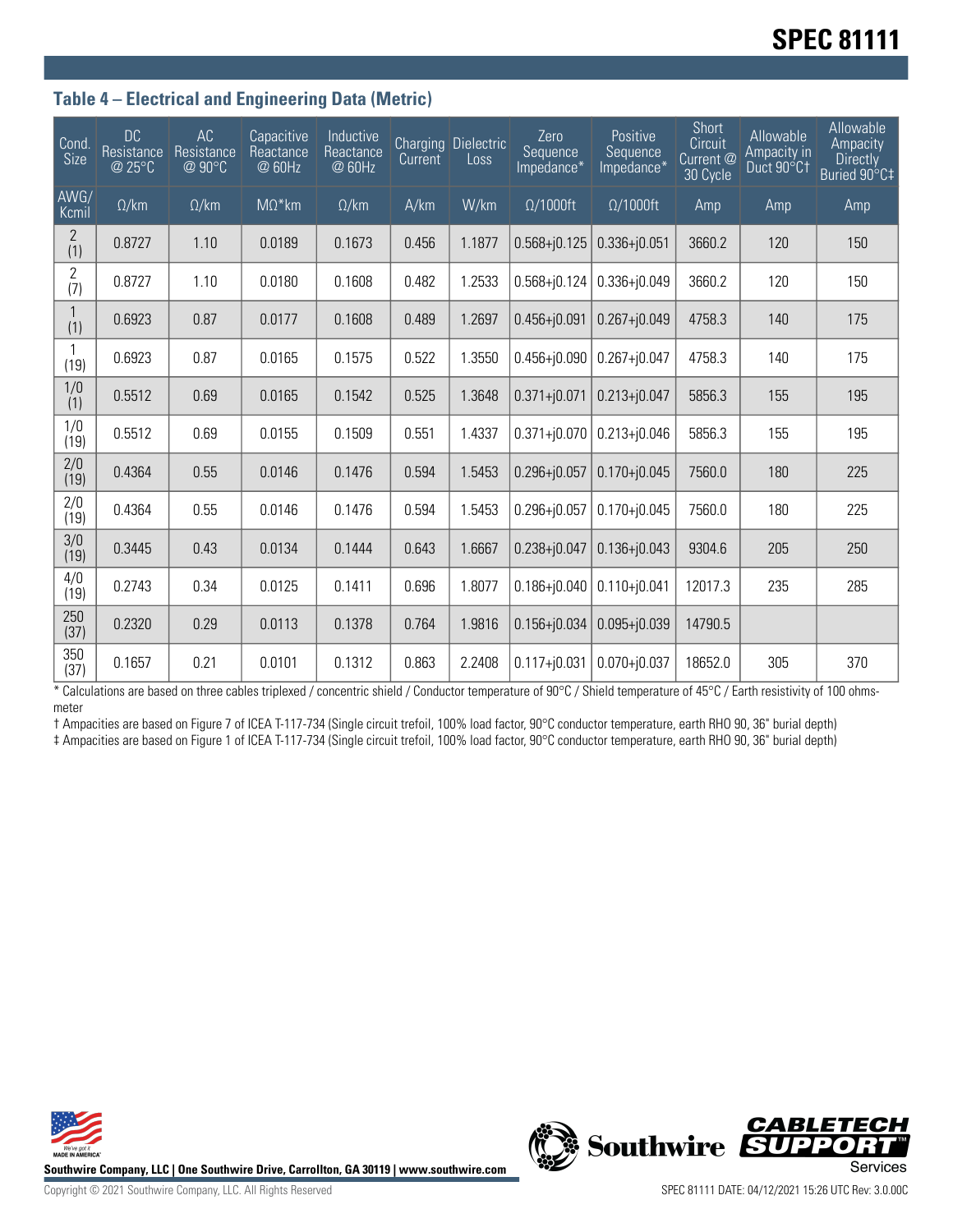### Table 4 – Electrical and Engineering Data (Metric)

| Cond. Size | DC Resistance @ 25°C | AC Resistance @ 90°C | Capacitive Reactance @ 60Hz | Inductive Reactance @ 60Hz | Charging Current | Dielectric Loss | Zero Sequence Impedance* | Positive Sequence Impedance* | Short Circuit Current @ 30 Cycle | Allowable Ampacity in Duct 90°C† | Allowable Ampacity Directly Buried 90°C‡ |
|---|---|---|---|---|---|---|---|---|---|---|---|
| AWG/ Kcmil | Ω/km | Ω/km | MΩ*km | Ω/km | A/km | W/km | Ω/1000ft | Ω/1000ft | Amp | Amp | Amp |
| 2 (1) | 0.8727 | 1.10 | 0.0189 | 0.1673 | 0.456 | 1.1877 | 0.568+j0.125 | 0.336+j0.051 | 3660.2 | 120 | 150 |
| 2 (7) | 0.8727 | 1.10 | 0.0180 | 0.1608 | 0.482 | 1.2533 | 0.568+j0.124 | 0.336+j0.049 | 3660.2 | 120 | 150 |
| 1 (1) | 0.6923 | 0.87 | 0.0177 | 0.1608 | 0.489 | 1.2697 | 0.456+j0.091 | 0.267+j0.049 | 4758.3 | 140 | 175 |
| 1 (19) | 0.6923 | 0.87 | 0.0165 | 0.1575 | 0.522 | 1.3550 | 0.456+j0.090 | 0.267+j0.047 | 4758.3 | 140 | 175 |
| 1/0 (1) | 0.5512 | 0.69 | 0.0165 | 0.1542 | 0.525 | 1.3648 | 0.371+j0.071 | 0.213+j0.047 | 5856.3 | 155 | 195 |
| 1/0 (19) | 0.5512 | 0.69 | 0.0155 | 0.1509 | 0.551 | 1.4337 | 0.371+j0.070 | 0.213+j0.046 | 5856.3 | 155 | 195 |
| 2/0 (19) | 0.4364 | 0.55 | 0.0146 | 0.1476 | 0.594 | 1.5453 | 0.296+j0.057 | 0.170+j0.045 | 7560.0 | 180 | 225 |
| 2/0 (19) | 0.4364 | 0.55 | 0.0146 | 0.1476 | 0.594 | 1.5453 | 0.296+j0.057 | 0.170+j0.045 | 7560.0 | 180 | 225 |
| 3/0 (19) | 0.3445 | 0.43 | 0.0134 | 0.1444 | 0.643 | 1.6667 | 0.238+j0.047 | 0.136+j0.043 | 9304.6 | 205 | 250 |
| 4/0 (19) | 0.2743 | 0.34 | 0.0125 | 0.1411 | 0.696 | 1.8077 | 0.186+j0.040 | 0.110+j0.041 | 12017.3 | 235 | 285 |
| 250 (37) | 0.2320 | 0.29 | 0.0113 | 0.1378 | 0.764 | 1.9816 | 0.156+j0.034 | 0.095+j0.039 | 14790.5 | | |
| 350 (37) | 0.1657 | 0.21 | 0.0101 | 0.1312 | 0.863 | 2.2408 | 0.117+j0.031 | 0.070+j0.037 | 18652.0 | 305 | 370 |

* Calculations are based on three cables triplexed / concentric shield / Conductor temperature of 90°C / Shield temperature of 45°C / Earth resistivity of 100 ohms-meter

† Ampacities are based on Figure 7 of ICEA T-117-734 (Single circuit trefoil, 100% load factor, 90°C conductor temperature, earth RHO 90, 36" burial depth)

‡ Ampacities are based on Figure 1 of ICEA T-117-734 (Single circuit trefoil, 100% load factor, 90°C conductor temperature, earth RHO 90, 36" burial depth)